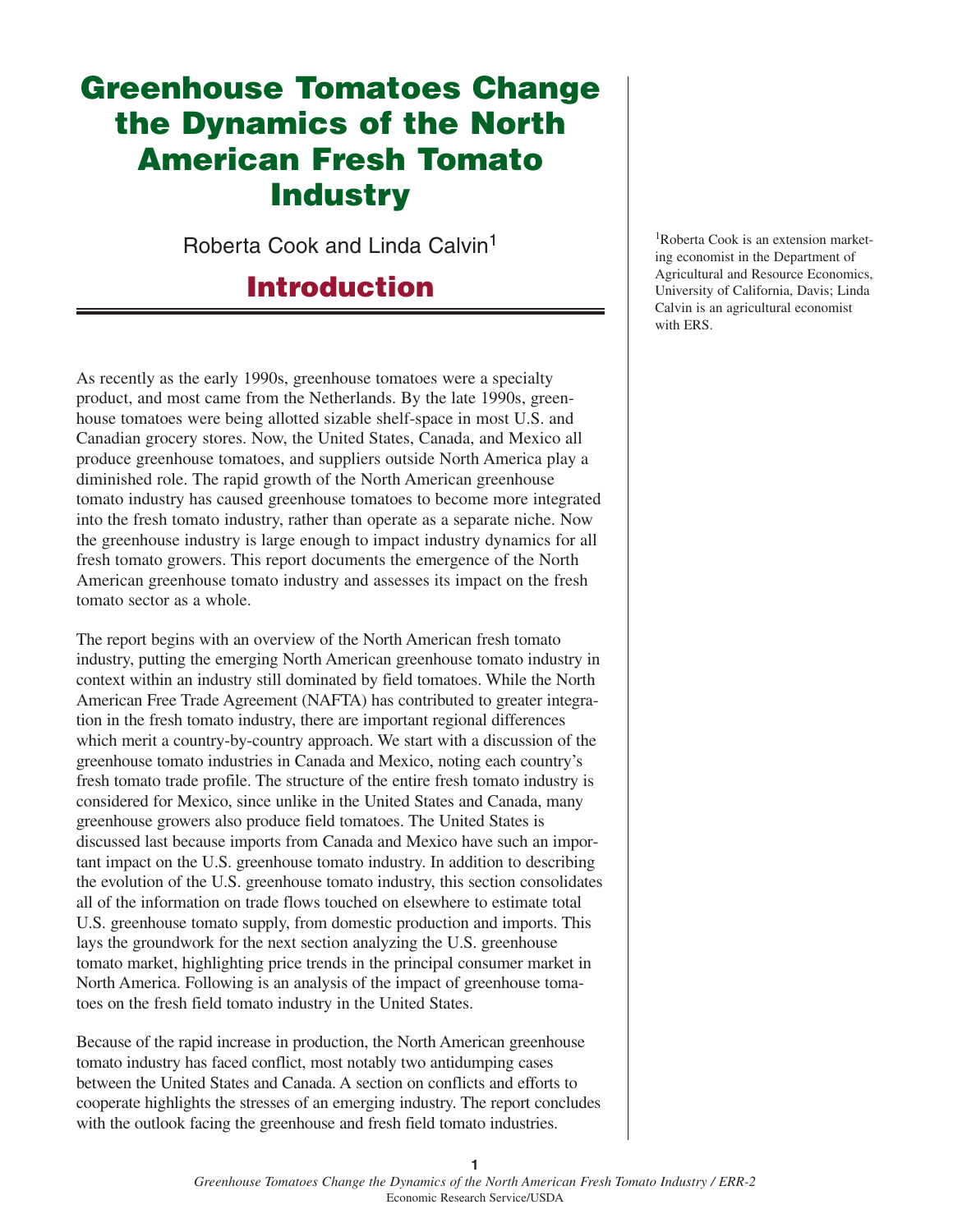# Greenhouse Tomatoes Change the Dynamics of the North American Fresh Tomato Industry

Roberta Cook and Linda Calvin[1]

## Introduction

As recently as the early 1990s, greenhouse tomatoes were a specialty product, and most came from the Netherlands. By the late 1990s, greenhouse tomatoes were being allotted sizable shelf-space in most U.S. and Canadian grocery stores. Now, the United States, Canada, and Mexico all produce greenhouse tomatoes, and suppliers outside North America play a diminished role. The rapid growth of the North American greenhouse tomato industry has caused greenhouse tomatoes to become more integrated into the fresh tomato industry, rather than operate as a separate niche. Now the greenhouse industry is large enough to impact industry dynamics for all fresh tomato growers. This report documents the emergence of the North American greenhouse tomato industry and assesses its impact on the fresh tomato sector as a whole.

The report begins with an overview of the North American fresh tomato industry, putting the emerging North American greenhouse tomato industry in context within an industry still dominated by field tomatoes. While the North American Free Trade Agreement (NAFTA) has contributed to greater integration in the fresh tomato industry, there are important regional differences which merit a country-by-country approach. We start with a discussion of the greenhouse tomato industries in Canada and Mexico, noting each country's fresh tomato trade profile. The structure of the entire fresh tomato industry is considered for Mexico, since unlike in the United States and Canada, many greenhouse growers also produce field tomatoes. The United States is discussed last because imports from Canada and Mexico have such an important impact on the U.S. greenhouse tomato industry. In addition to describing the evolution of the U.S. greenhouse tomato industry, this section consolidates all of the information on trade flows touched on elsewhere to estimate total U.S. greenhouse tomato supply, from domestic production and imports. This lays the groundwork for the next section analyzing the U.S. greenhouse tomato market, highlighting price trends in the principal consumer market in North America. Following is an analysis of the impact of greenhouse tomatoes on the fresh field tomato industry in the United States.

Because of the rapid increase in production, the North American greenhouse tomato industry has faced conflict, most notably two antidumping cases between the United States and Canada. A section on conflicts and efforts to cooperate highlights the stresses of an emerging industry. The report concludes with the outlook facing the greenhouse and fresh field tomato industries.

[1] Roberta Cook is an extension marketing economist in the Department of Agricultural and Resource Economics, University of California, Davis; Linda Calvin is an agricultural economist with ERS.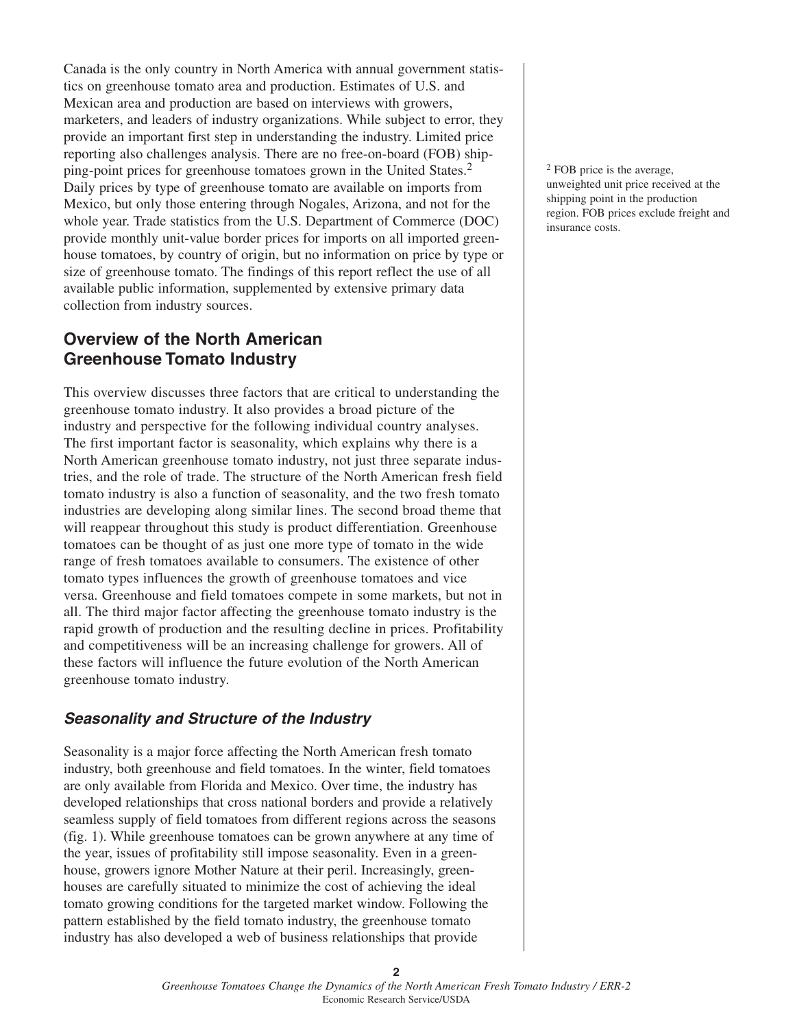Canada is the only country in North America with annual government statistics on greenhouse tomato area and production. Estimates of U.S. and Mexican area and production are based on interviews with growers, marketers, and leaders of industry organizations. While subject to error, they provide an important first step in understanding the industry. Limited price reporting also challenges analysis. There are no free-on-board (FOB) shipping-point prices for greenhouse tomatoes grown in the United States.[2] Daily prices by type of greenhouse tomato are available on imports from Mexico, but only those entering through Nogales, Arizona, and not for the whole year. Trade statistics from the U.S. Department of Commerce (DOC) provide monthly unit-value border prices for imports on all imported greenhouse tomatoes, by country of origin, but no information on price by type or size of greenhouse tomato. The findings of this report reflect the use of all available public information, supplemented by extensive primary data collection from industry sources.

[2] FOB price is the average, unweighted unit price received at the shipping point in the production region. FOB prices exclude freight and insurance costs.

## Overview of the North American Greenhouse Tomato Industry

This overview discusses three factors that are critical to understanding the greenhouse tomato industry. It also provides a broad picture of the industry and perspective for the following individual country analyses. The first important factor is seasonality, which explains why there is a North American greenhouse tomato industry, not just three separate industries, and the role of trade. The structure of the North American fresh field tomato industry is also a function of seasonality, and the two fresh tomato industries are developing along similar lines. The second broad theme that will reappear throughout this study is product differentiation. Greenhouse tomatoes can be thought of as just one more type of tomato in the wide range of fresh tomatoes available to consumers. The existence of other tomato types influences the growth of greenhouse tomatoes and vice versa. Greenhouse and field tomatoes compete in some markets, but not in all. The third major factor affecting the greenhouse tomato industry is the rapid growth of production and the resulting decline in prices. Profitability and competitiveness will be an increasing challenge for growers. All of these factors will influence the future evolution of the North American greenhouse tomato industry.

### *Seasonality and Structure of the Industry*

Seasonality is a major force affecting the North American fresh tomato industry, both greenhouse and field tomatoes. In the winter, field tomatoes are only available from Florida and Mexico. Over time, the industry has developed relationships that cross national borders and provide a relatively seamless supply of field tomatoes from different regions across the seasons (fig. 1). While greenhouse tomatoes can be grown anywhere at any time of the year, issues of profitability still impose seasonality. Even in a greenhouse, growers ignore Mother Nature at their peril. Increasingly, greenhouses are carefully situated to minimize the cost of achieving the ideal tomato growing conditions for the targeted market window. Following the pattern established by the field tomato industry, the greenhouse tomato industry has also developed a web of business relationships that provide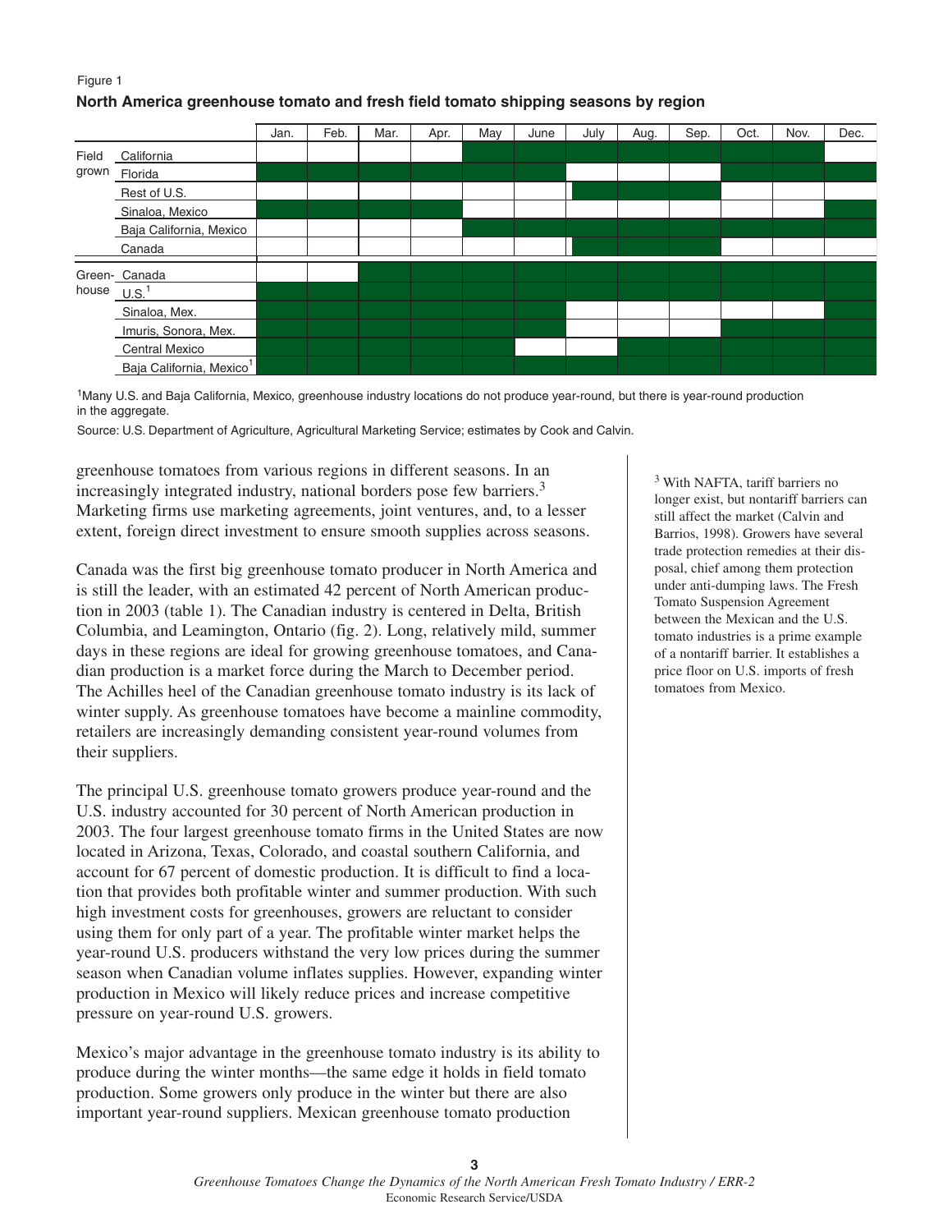Figure 1

**North America greenhouse tomato and fresh field tomato shipping seasons by region**

| | | Jan. | Feb. | Mar. | Apr. | May | June | July | Aug. | Sep. | Oct. | Nov. | Dec. |
|---|---|---|---|---|---|---|---|---|---|---|---|---|---|
| Field grown | California | | | | | ■ | ■ | ■ | ■ | ■ | ■ | ■ | |
| | Florida | ■ | ■ | ■ | ■ | ■ | ■ | | | | ■ | ■ | ■ |
| | Rest of U.S. | | | | | | | ■ | ■ | ■ | | | |
| | Sinaloa, Mexico | ■ | ■ | ■ | ■ | | | | | | | | ■ |
| | Baja California, Mexico | | | | | ■ | ■ | ■ | ■ | ■ | ■ | ■ | ■ |
| | Canada | | | | | | | ■ | ■ | ■ | | | |
| Green-house | Canada | | | ■ | ■ | ■ | ■ | ■ | ■ | ■ | ■ | ■ | ■ |
| | U.S.[1] | ■ | ■ | ■ | ■ | ■ | ■ | ■ | ■ | ■ | ■ | ■ | ■ |
| | Sinaloa, Mex. | ■ | ■ | ■ | ■ | ■ | ■ | | | | | | ■ |
| | Imuris, Sonora, Mex. | ■ | ■ | ■ | ■ | ■ | ■ | | | | ■ | ■ | ■ |
| | Central Mexico | ■ | ■ | ■ | ■ | ■ | | | ■ | ■ | ■ | ■ | ■ |
| | Baja California, Mexico[1] | ■ | ■ | ■ | ■ | ■ | ■ | ■ | ■ | ■ | ■ | ■ | ■ |

[1]Many U.S. and Baja California, Mexico, greenhouse industry locations do not produce year-round, but there is year-round production in the aggregate.

Source: U.S. Department of Agriculture, Agricultural Marketing Service; estimates by Cook and Calvin.

greenhouse tomatoes from various regions in different seasons. In an increasingly integrated industry, national borders pose few barriers.[3] Marketing firms use marketing agreements, joint ventures, and, to a lesser extent, foreign direct investment to ensure smooth supplies across seasons.

Canada was the first big greenhouse tomato producer in North America and is still the leader, with an estimated 42 percent of North American production in 2003 (table 1). The Canadian industry is centered in Delta, British Columbia, and Leamington, Ontario (fig. 2). Long, relatively mild, summer days in these regions are ideal for growing greenhouse tomatoes, and Canadian production is a market force during the March to December period. The Achilles heel of the Canadian greenhouse tomato industry is its lack of winter supply. As greenhouse tomatoes have become a mainline commodity, retailers are increasingly demanding consistent year-round volumes from their suppliers.

The principal U.S. greenhouse tomato growers produce year-round and the U.S. industry accounted for 30 percent of North American production in 2003. The four largest greenhouse tomato firms in the United States are now located in Arizona, Texas, Colorado, and coastal southern California, and account for 67 percent of domestic production. It is difficult to find a location that provides both profitable winter and summer production. With such high investment costs for greenhouses, growers are reluctant to consider using them for only part of a year. The profitable winter market helps the year-round U.S. producers withstand the very low prices during the summer season when Canadian volume inflates supplies. However, expanding winter production in Mexico will likely reduce prices and increase competitive pressure on year-round U.S. growers.

Mexico's major advantage in the greenhouse tomato industry is its ability to produce during the winter months—the same edge it holds in field tomato production. Some growers only produce in the winter but there are also important year-round suppliers. Mexican greenhouse tomato production

[3] With NAFTA, tariff barriers no longer exist, but nontariff barriers can still affect the market (Calvin and Barrios, 1998). Growers have several trade protection remedies at their disposal, chief among them protection under anti-dumping laws. The Fresh Tomato Suspension Agreement between the Mexican and the U.S. tomato industries is a prime example of a nontariff barrier. It establishes a price floor on U.S. imports of fresh tomatoes from Mexico.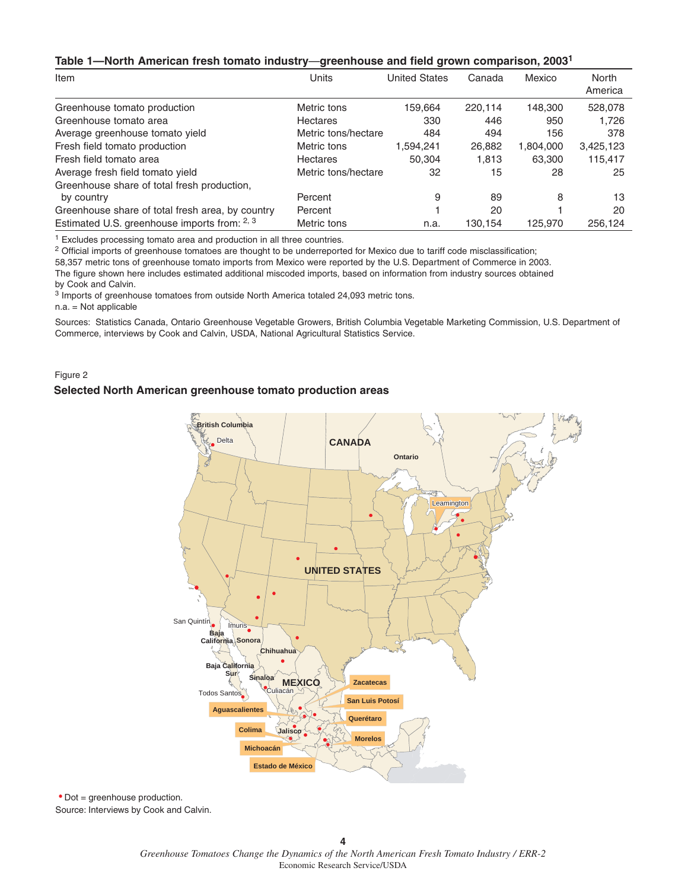**Table 1—North American fresh tomato industry—greenhouse and field grown comparison, 2003[1]**

| Item | Units | United States | Canada | Mexico | North America |
|---|---|---|---|---|---|
| Greenhouse tomato production | Metric tons | 159,664 | 220,114 | 148,300 | 528,078 |
| Greenhouse tomato area | Hectares | 330 | 446 | 950 | 1,726 |
| Average greenhouse tomato yield | Metric tons/hectare | 484 | 494 | 156 | 378 |
| Fresh field tomato production | Metric tons | 1,594,241 | 26,882 | 1,804,000 | 3,425,123 |
| Fresh field tomato area | Hectares | 50,304 | 1,813 | 63,300 | 115,417 |
| Average fresh field tomato yield | Metric tons/hectare | 32 | 15 | 28 | 25 |
| Greenhouse share of total fresh production, by country | Percent | 9 | 89 | 8 | 13 |
| Greenhouse share of total fresh area, by country | Percent | 1 | 20 | 1 | 20 |
| Estimated U.S. greenhouse imports from: [2, 3] | Metric tons | n.a. | 130,154 | 125,970 | 256,124 |

[1] Excludes processing tomato area and production in all three countries.

[2] Official imports of greenhouse tomatoes are thought to be underreported for Mexico due to tariff code misclassification; 58,357 metric tons of greenhouse tomato imports from Mexico were reported by the U.S. Department of Commerce in 2003. The figure shown here includes estimated additional miscoded imports, based on information from industry sources obtained by Cook and Calvin.

[3] Imports of greenhouse tomatoes from outside North America totaled 24,093 metric tons.

n.a. = Not applicable

Sources: Statistics Canada, Ontario Greenhouse Vegetable Growers, British Columbia Vegetable Marketing Commission, U.S. Department of Commerce, interviews by Cook and Calvin, USDA, National Agricultural Statistics Service.

Figure 2

**Selected North American greenhouse tomato production areas**

• Dot = greenhouse production.

Source: Interviews by Cook and Calvin.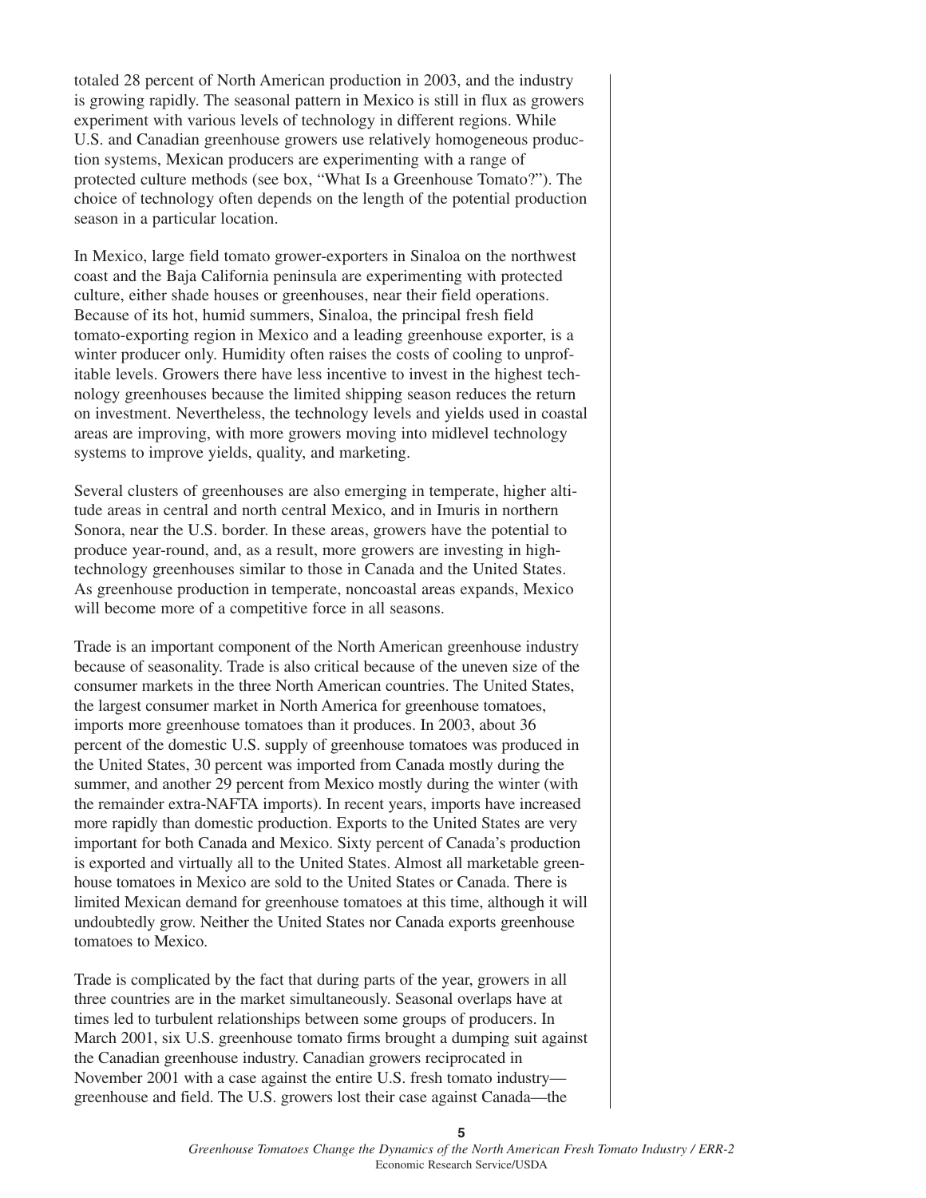totaled 28 percent of North American production in 2003, and the industry is growing rapidly. The seasonal pattern in Mexico is still in flux as growers experiment with various levels of technology in different regions. While U.S. and Canadian greenhouse growers use relatively homogeneous production systems, Mexican producers are experimenting with a range of protected culture methods (see box, "What Is a Greenhouse Tomato?"). The choice of technology often depends on the length of the potential production season in a particular location.

In Mexico, large field tomato grower-exporters in Sinaloa on the northwest coast and the Baja California peninsula are experimenting with protected culture, either shade houses or greenhouses, near their field operations. Because of its hot, humid summers, Sinaloa, the principal fresh field tomato-exporting region in Mexico and a leading greenhouse exporter, is a winter producer only. Humidity often raises the costs of cooling to unprofitable levels. Growers there have less incentive to invest in the highest technology greenhouses because the limited shipping season reduces the return on investment. Nevertheless, the technology levels and yields used in coastal areas are improving, with more growers moving into midlevel technology systems to improve yields, quality, and marketing.

Several clusters of greenhouses are also emerging in temperate, higher altitude areas in central and north central Mexico, and in Imuris in northern Sonora, near the U.S. border. In these areas, growers have the potential to produce year-round, and, as a result, more growers are investing in high-technology greenhouses similar to those in Canada and the United States. As greenhouse production in temperate, noncoastal areas expands, Mexico will become more of a competitive force in all seasons.

Trade is an important component of the North American greenhouse industry because of seasonality. Trade is also critical because of the uneven size of the consumer markets in the three North American countries. The United States, the largest consumer market in North America for greenhouse tomatoes, imports more greenhouse tomatoes than it produces. In 2003, about 36 percent of the domestic U.S. supply of greenhouse tomatoes was produced in the United States, 30 percent was imported from Canada mostly during the summer, and another 29 percent from Mexico mostly during the winter (with the remainder extra-NAFTA imports). In recent years, imports have increased more rapidly than domestic production. Exports to the United States are very important for both Canada and Mexico. Sixty percent of Canada's production is exported and virtually all to the United States. Almost all marketable greenhouse tomatoes in Mexico are sold to the United States or Canada. There is limited Mexican demand for greenhouse tomatoes at this time, although it will undoubtedly grow. Neither the United States nor Canada exports greenhouse tomatoes to Mexico.

Trade is complicated by the fact that during parts of the year, growers in all three countries are in the market simultaneously. Seasonal overlaps have at times led to turbulent relationships between some groups of producers. In March 2001, six U.S. greenhouse tomato firms brought a dumping suit against the Canadian greenhouse industry. Canadian growers reciprocated in November 2001 with a case against the entire U.S. fresh tomato industry—greenhouse and field. The U.S. growers lost their case against Canada—the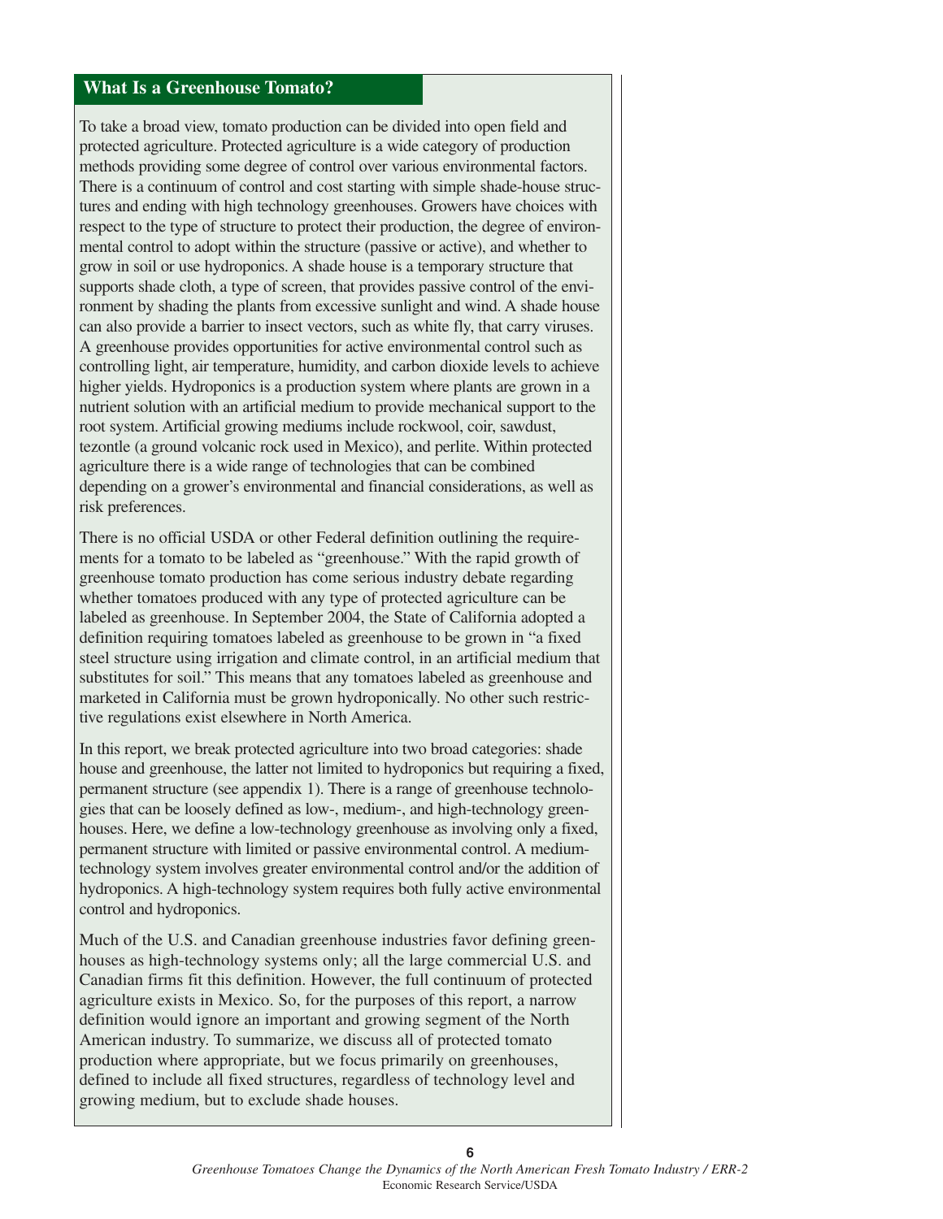## What Is a Greenhouse Tomato?

To take a broad view, tomato production can be divided into open field and protected agriculture. Protected agriculture is a wide category of production methods providing some degree of control over various environmental factors. There is a continuum of control and cost starting with simple shade-house structures and ending with high technology greenhouses. Growers have choices with respect to the type of structure to protect their production, the degree of environmental control to adopt within the structure (passive or active), and whether to grow in soil or use hydroponics. A shade house is a temporary structure that supports shade cloth, a type of screen, that provides passive control of the environment by shading the plants from excessive sunlight and wind. A shade house can also provide a barrier to insect vectors, such as white fly, that carry viruses. A greenhouse provides opportunities for active environmental control such as controlling light, air temperature, humidity, and carbon dioxide levels to achieve higher yields. Hydroponics is a production system where plants are grown in a nutrient solution with an artificial medium to provide mechanical support to the root system. Artificial growing mediums include rockwool, coir, sawdust, tezontle (a ground volcanic rock used in Mexico), and perlite. Within protected agriculture there is a wide range of technologies that can be combined depending on a grower's environmental and financial considerations, as well as risk preferences.

There is no official USDA or other Federal definition outlining the requirements for a tomato to be labeled as "greenhouse." With the rapid growth of greenhouse tomato production has come serious industry debate regarding whether tomatoes produced with any type of protected agriculture can be labeled as greenhouse. In September 2004, the State of California adopted a definition requiring tomatoes labeled as greenhouse to be grown in "a fixed steel structure using irrigation and climate control, in an artificial medium that substitutes for soil." This means that any tomatoes labeled as greenhouse and marketed in California must be grown hydroponically. No other such restrictive regulations exist elsewhere in North America.

In this report, we break protected agriculture into two broad categories: shade house and greenhouse, the latter not limited to hydroponics but requiring a fixed, permanent structure (see appendix 1). There is a range of greenhouse technologies that can be loosely defined as low-, medium-, and high-technology greenhouses. Here, we define a low-technology greenhouse as involving only a fixed, permanent structure with limited or passive environmental control. A medium-technology system involves greater environmental control and/or the addition of hydroponics. A high-technology system requires both fully active environmental control and hydroponics.

Much of the U.S. and Canadian greenhouse industries favor defining greenhouses as high-technology systems only; all the large commercial U.S. and Canadian firms fit this definition. However, the full continuum of protected agriculture exists in Mexico. So, for the purposes of this report, a narrow definition would ignore an important and growing segment of the North American industry. To summarize, we discuss all of protected tomato production where appropriate, but we focus primarily on greenhouses, defined to include all fixed structures, regardless of technology level and growing medium, but to exclude shade houses.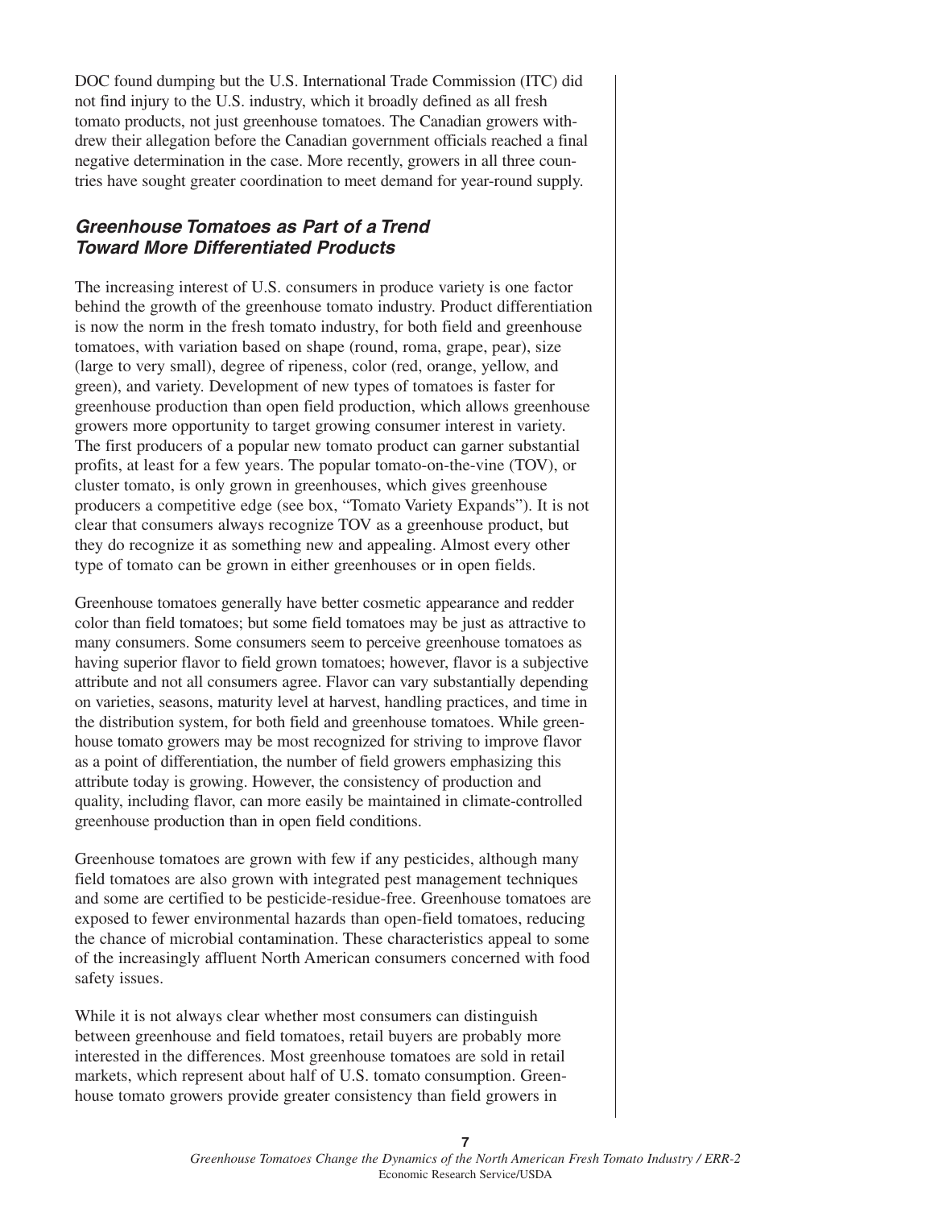DOC found dumping but the U.S. International Trade Commission (ITC) did not find injury to the U.S. industry, which it broadly defined as all fresh tomato products, not just greenhouse tomatoes. The Canadian growers withdrew their allegation before the Canadian government officials reached a final negative determination in the case. More recently, growers in all three countries have sought greater coordination to meet demand for year-round supply.

## *Greenhouse Tomatoes as Part of a Trend Toward More Differentiated Products*

The increasing interest of U.S. consumers in produce variety is one factor behind the growth of the greenhouse tomato industry. Product differentiation is now the norm in the fresh tomato industry, for both field and greenhouse tomatoes, with variation based on shape (round, roma, grape, pear), size (large to very small), degree of ripeness, color (red, orange, yellow, and green), and variety. Development of new types of tomatoes is faster for greenhouse production than open field production, which allows greenhouse growers more opportunity to target growing consumer interest in variety. The first producers of a popular new tomato product can garner substantial profits, at least for a few years. The popular tomato-on-the-vine (TOV), or cluster tomato, is only grown in greenhouses, which gives greenhouse producers a competitive edge (see box, "Tomato Variety Expands"). It is not clear that consumers always recognize TOV as a greenhouse product, but they do recognize it as something new and appealing. Almost every other type of tomato can be grown in either greenhouses or in open fields.

Greenhouse tomatoes generally have better cosmetic appearance and redder color than field tomatoes; but some field tomatoes may be just as attractive to many consumers. Some consumers seem to perceive greenhouse tomatoes as having superior flavor to field grown tomatoes; however, flavor is a subjective attribute and not all consumers agree. Flavor can vary substantially depending on varieties, seasons, maturity level at harvest, handling practices, and time in the distribution system, for both field and greenhouse tomatoes. While greenhouse tomato growers may be most recognized for striving to improve flavor as a point of differentiation, the number of field growers emphasizing this attribute today is growing. However, the consistency of production and quality, including flavor, can more easily be maintained in climate-controlled greenhouse production than in open field conditions.

Greenhouse tomatoes are grown with few if any pesticides, although many field tomatoes are also grown with integrated pest management techniques and some are certified to be pesticide-residue-free. Greenhouse tomatoes are exposed to fewer environmental hazards than open-field tomatoes, reducing the chance of microbial contamination. These characteristics appeal to some of the increasingly affluent North American consumers concerned with food safety issues.

While it is not always clear whether most consumers can distinguish between greenhouse and field tomatoes, retail buyers are probably more interested in the differences. Most greenhouse tomatoes are sold in retail markets, which represent about half of U.S. tomato consumption. Greenhouse tomato growers provide greater consistency than field growers in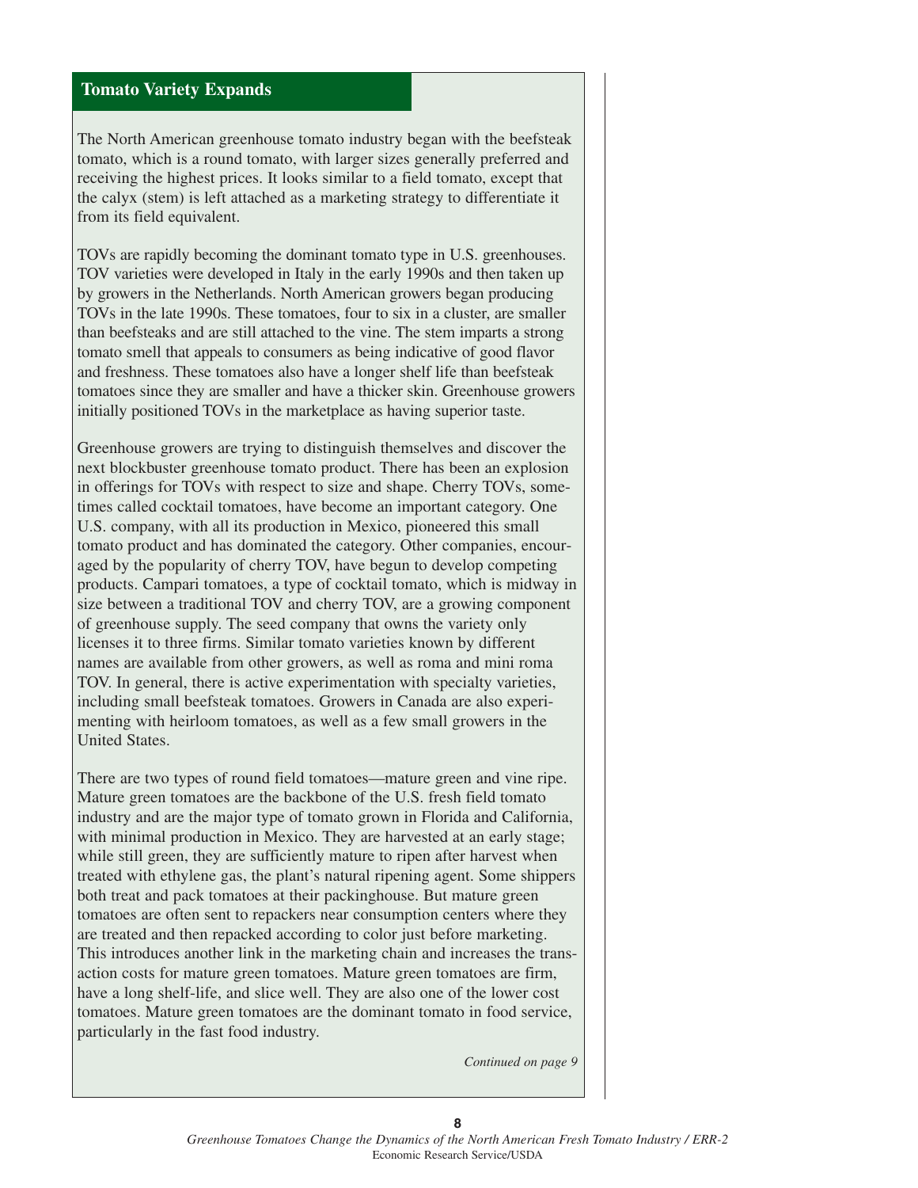## Tomato Variety Expands

The North American greenhouse tomato industry began with the beefsteak tomato, which is a round tomato, with larger sizes generally preferred and receiving the highest prices. It looks similar to a field tomato, except that the calyx (stem) is left attached as a marketing strategy to differentiate it from its field equivalent.

TOVs are rapidly becoming the dominant tomato type in U.S. greenhouses. TOV varieties were developed in Italy in the early 1990s and then taken up by growers in the Netherlands. North American growers began producing TOVs in the late 1990s. These tomatoes, four to six in a cluster, are smaller than beefsteaks and are still attached to the vine. The stem imparts a strong tomato smell that appeals to consumers as being indicative of good flavor and freshness. These tomatoes also have a longer shelf life than beefsteak tomatoes since they are smaller and have a thicker skin. Greenhouse growers initially positioned TOVs in the marketplace as having superior taste.

Greenhouse growers are trying to distinguish themselves and discover the next blockbuster greenhouse tomato product. There has been an explosion in offerings for TOVs with respect to size and shape. Cherry TOVs, sometimes called cocktail tomatoes, have become an important category. One U.S. company, with all its production in Mexico, pioneered this small tomato product and has dominated the category. Other companies, encouraged by the popularity of cherry TOV, have begun to develop competing products. Campari tomatoes, a type of cocktail tomato, which is midway in size between a traditional TOV and cherry TOV, are a growing component of greenhouse supply. The seed company that owns the variety only licenses it to three firms. Similar tomato varieties known by different names are available from other growers, as well as roma and mini roma TOV. In general, there is active experimentation with specialty varieties, including small beefsteak tomatoes. Growers in Canada are also experimenting with heirloom tomatoes, as well as a few small growers in the United States.

There are two types of round field tomatoes—mature green and vine ripe. Mature green tomatoes are the backbone of the U.S. fresh field tomato industry and are the major type of tomato grown in Florida and California, with minimal production in Mexico. They are harvested at an early stage; while still green, they are sufficiently mature to ripen after harvest when treated with ethylene gas, the plant's natural ripening agent. Some shippers both treat and pack tomatoes at their packinghouse. But mature green tomatoes are often sent to repackers near consumption centers where they are treated and then repacked according to color just before marketing. This introduces another link in the marketing chain and increases the transaction costs for mature green tomatoes. Mature green tomatoes are firm, have a long shelf-life, and slice well. They are also one of the lower cost tomatoes. Mature green tomatoes are the dominant tomato in food service, particularly in the fast food industry.

*Continued on page 9*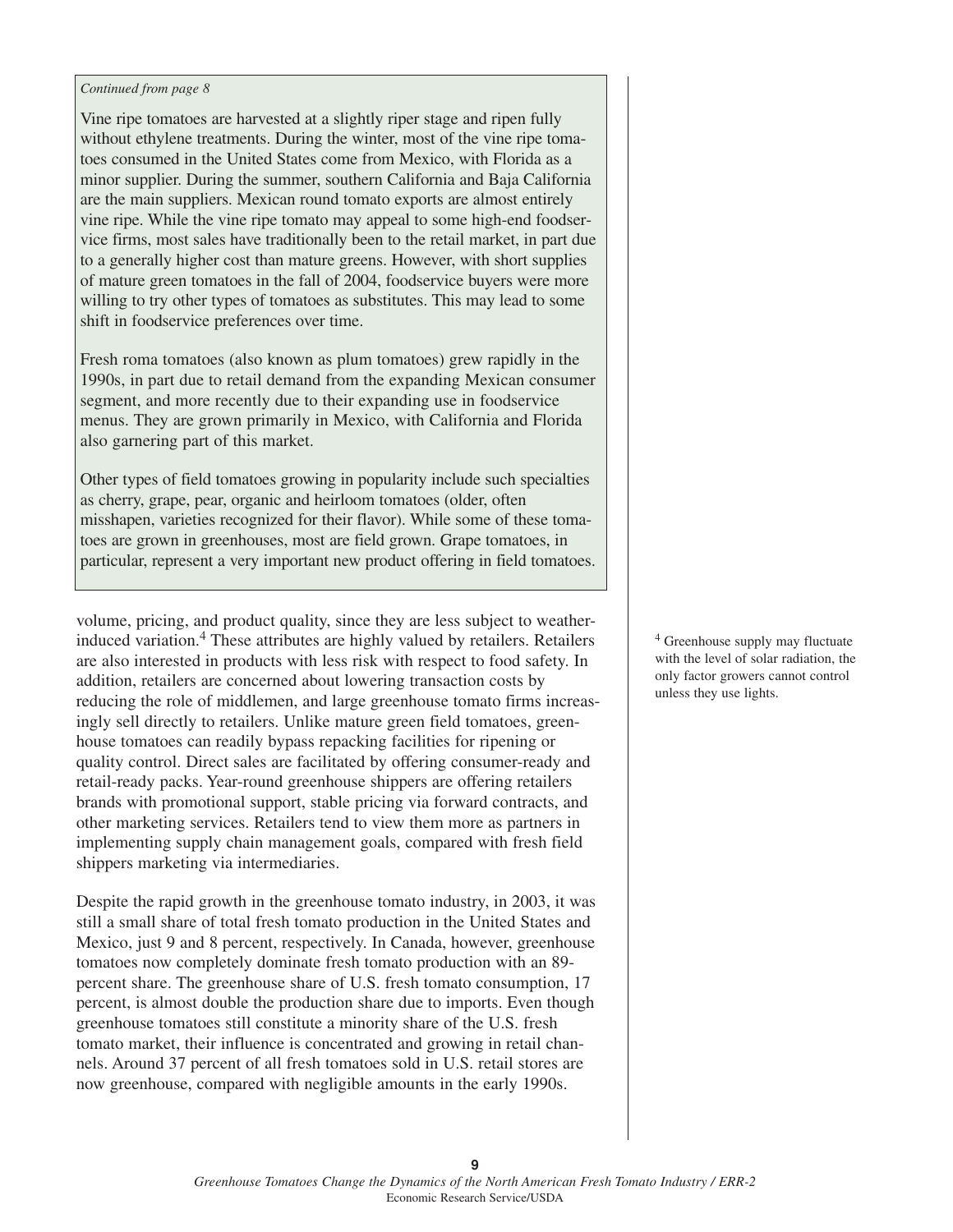*Continued from page 8*

Vine ripe tomatoes are harvested at a slightly riper stage and ripen fully without ethylene treatments. During the winter, most of the vine ripe tomatoes consumed in the United States come from Mexico, with Florida as a minor supplier. During the summer, southern California and Baja California are the main suppliers. Mexican round tomato exports are almost entirely vine ripe. While the vine ripe tomato may appeal to some high-end foodservice firms, most sales have traditionally been to the retail market, in part due to a generally higher cost than mature greens. However, with short supplies of mature green tomatoes in the fall of 2004, foodservice buyers were more willing to try other types of tomatoes as substitutes. This may lead to some shift in foodservice preferences over time.

Fresh roma tomatoes (also known as plum tomatoes) grew rapidly in the 1990s, in part due to retail demand from the expanding Mexican consumer segment, and more recently due to their expanding use in foodservice menus. They are grown primarily in Mexico, with California and Florida also garnering part of this market.

Other types of field tomatoes growing in popularity include such specialties as cherry, grape, pear, organic and heirloom tomatoes (older, often misshapen, varieties recognized for their flavor). While some of these tomatoes are grown in greenhouses, most are field grown. Grape tomatoes, in particular, represent a very important new product offering in field tomatoes.

volume, pricing, and product quality, since they are less subject to weather-induced variation.[4] These attributes are highly valued by retailers. Retailers are also interested in products with less risk with respect to food safety. In addition, retailers are concerned about lowering transaction costs by reducing the role of middlemen, and large greenhouse tomato firms increasingly sell directly to retailers. Unlike mature green field tomatoes, greenhouse tomatoes can readily bypass repacking facilities for ripening or quality control. Direct sales are facilitated by offering consumer-ready and retail-ready packs. Year-round greenhouse shippers are offering retailers brands with promotional support, stable pricing via forward contracts, and other marketing services. Retailers tend to view them more as partners in implementing supply chain management goals, compared with fresh field shippers marketing via intermediaries.

Despite the rapid growth in the greenhouse tomato industry, in 2003, it was still a small share of total fresh tomato production in the United States and Mexico, just 9 and 8 percent, respectively. In Canada, however, greenhouse tomatoes now completely dominate fresh tomato production with an 89-percent share. The greenhouse share of U.S. fresh tomato consumption, 17 percent, is almost double the production share due to imports. Even though greenhouse tomatoes still constitute a minority share of the U.S. fresh tomato market, their influence is concentrated and growing in retail channels. Around 37 percent of all fresh tomatoes sold in U.S. retail stores are now greenhouse, compared with negligible amounts in the early 1990s.

[4] Greenhouse supply may fluctuate with the level of solar radiation, the only factor growers cannot control unless they use lights.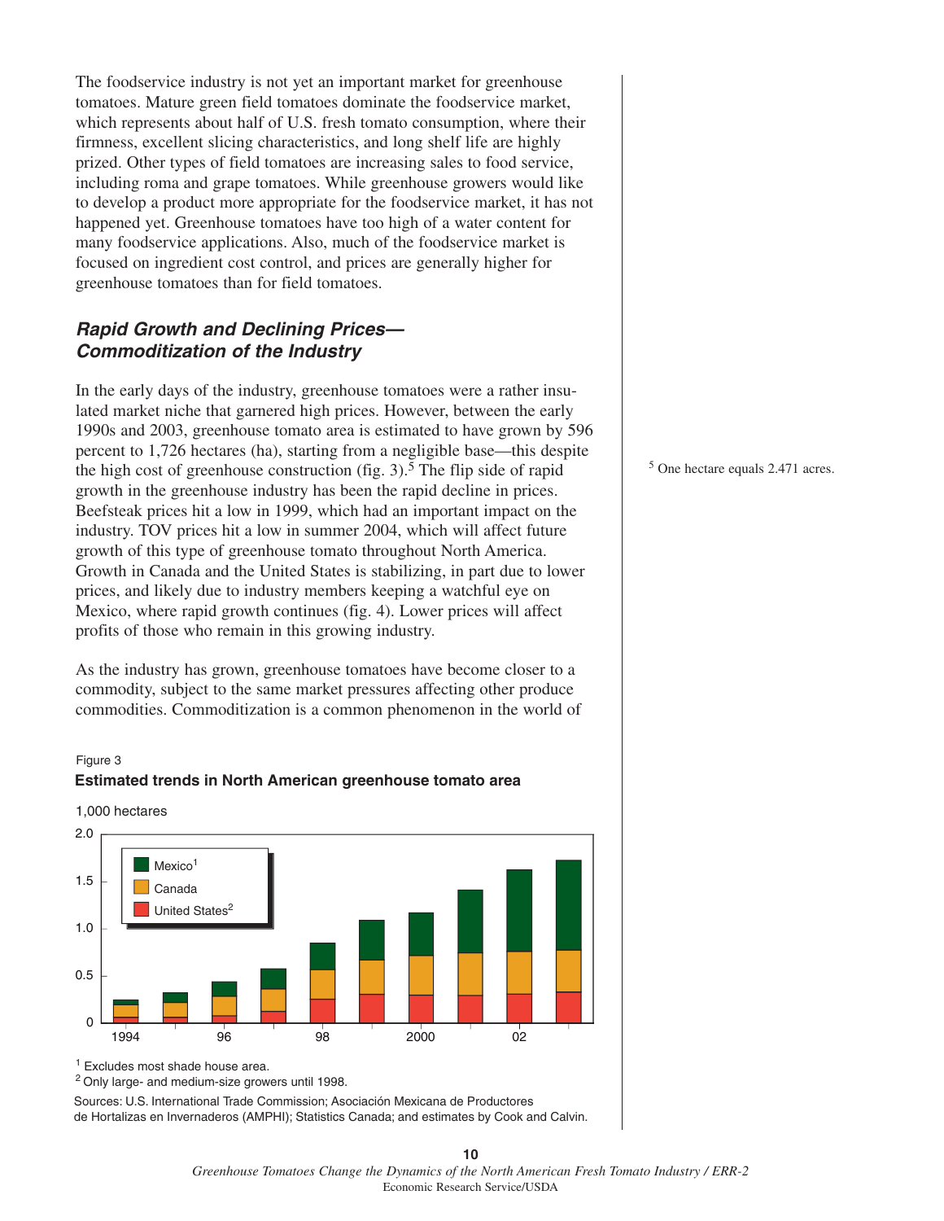The foodservice industry is not yet an important market for greenhouse tomatoes. Mature green field tomatoes dominate the foodservice market, which represents about half of U.S. fresh tomato consumption, where their firmness, excellent slicing characteristics, and long shelf life are highly prized. Other types of field tomatoes are increasing sales to food service, including roma and grape tomatoes. While greenhouse growers would like to develop a product more appropriate for the foodservice market, it has not happened yet. Greenhouse tomatoes have too high of a water content for many foodservice applications. Also, much of the foodservice market is focused on ingredient cost control, and prices are generally higher for greenhouse tomatoes than for field tomatoes.

### *Rapid Growth and Declining Prices—Commoditization of the Industry*

In the early days of the industry, greenhouse tomatoes were a rather insulated market niche that garnered high prices. However, between the early 1990s and 2003, greenhouse tomato area is estimated to have grown by 596 percent to 1,726 hectares (ha), starting from a negligible base—this despite the high cost of greenhouse construction (fig. 3).[5] The flip side of rapid growth in the greenhouse industry has been the rapid decline in prices. Beefsteak prices hit a low in 1999, which had an important impact on the industry. TOV prices hit a low in summer 2004, which will affect future growth of this type of greenhouse tomato throughout North America. Growth in Canada and the United States is stabilizing, in part due to lower prices, and likely due to industry members keeping a watchful eye on Mexico, where rapid growth continues (fig. 4). Lower prices will affect profits of those who remain in this growing industry.

[5] One hectare equals 2.471 acres.

As the industry has grown, greenhouse tomatoes have become closer to a commodity, subject to the same market pressures affecting other produce commodities. Commoditization is a common phenomenon in the world of

Figure 3

**Estimated trends in North American greenhouse tomato area**

[1] Excludes most shade house area.

[2] Only large- and medium-size growers until 1998.

Sources: U.S. International Trade Commission; Asociación Mexicana de Productores de Hortalizas en Invernaderos (AMPHI); Statistics Canada; and estimates by Cook and Calvin.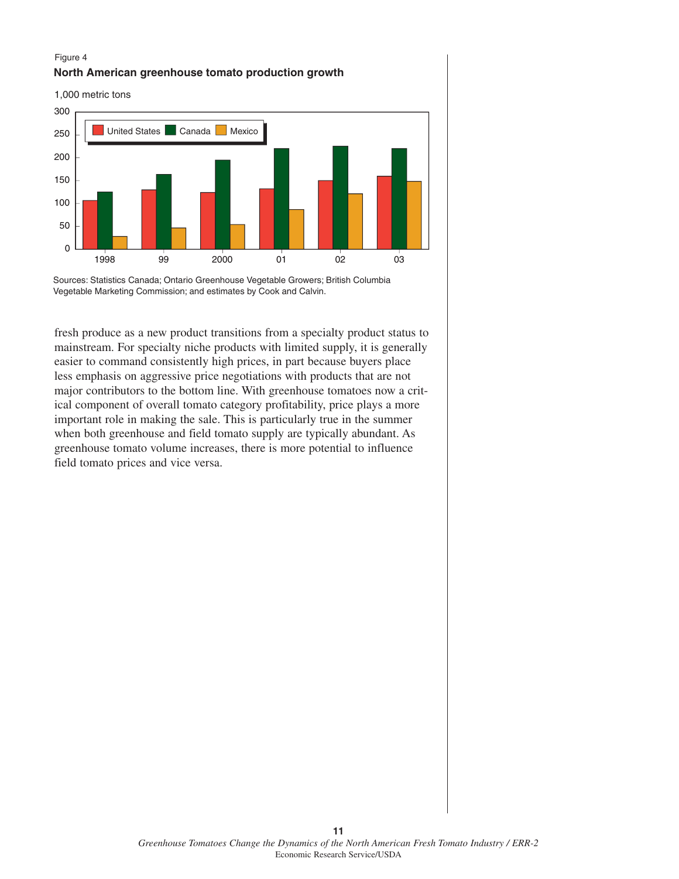Figure 4

**North American greenhouse tomato production growth**

1,000 metric tons

300
250
200
150
100
50
0

United States
Canada
Mexico

1998
99
2000
01
02
03

Sources: Statistics Canada; Ontario Greenhouse Vegetable Growers; British Columbia Vegetable Marketing Commission; and estimates by Cook and Calvin.

fresh produce as a new product transitions from a specialty product status to mainstream. For specialty niche products with limited supply, it is generally easier to command consistently high prices, in part because buyers place less emphasis on aggressive price negotiations with products that are not major contributors to the bottom line. With greenhouse tomatoes now a critical component of overall tomato category profitability, price plays a more important role in making the sale. This is particularly true in the summer when both greenhouse and field tomato supply are typically abundant. As greenhouse tomato volume increases, there is more potential to influence field tomato prices and vice versa.